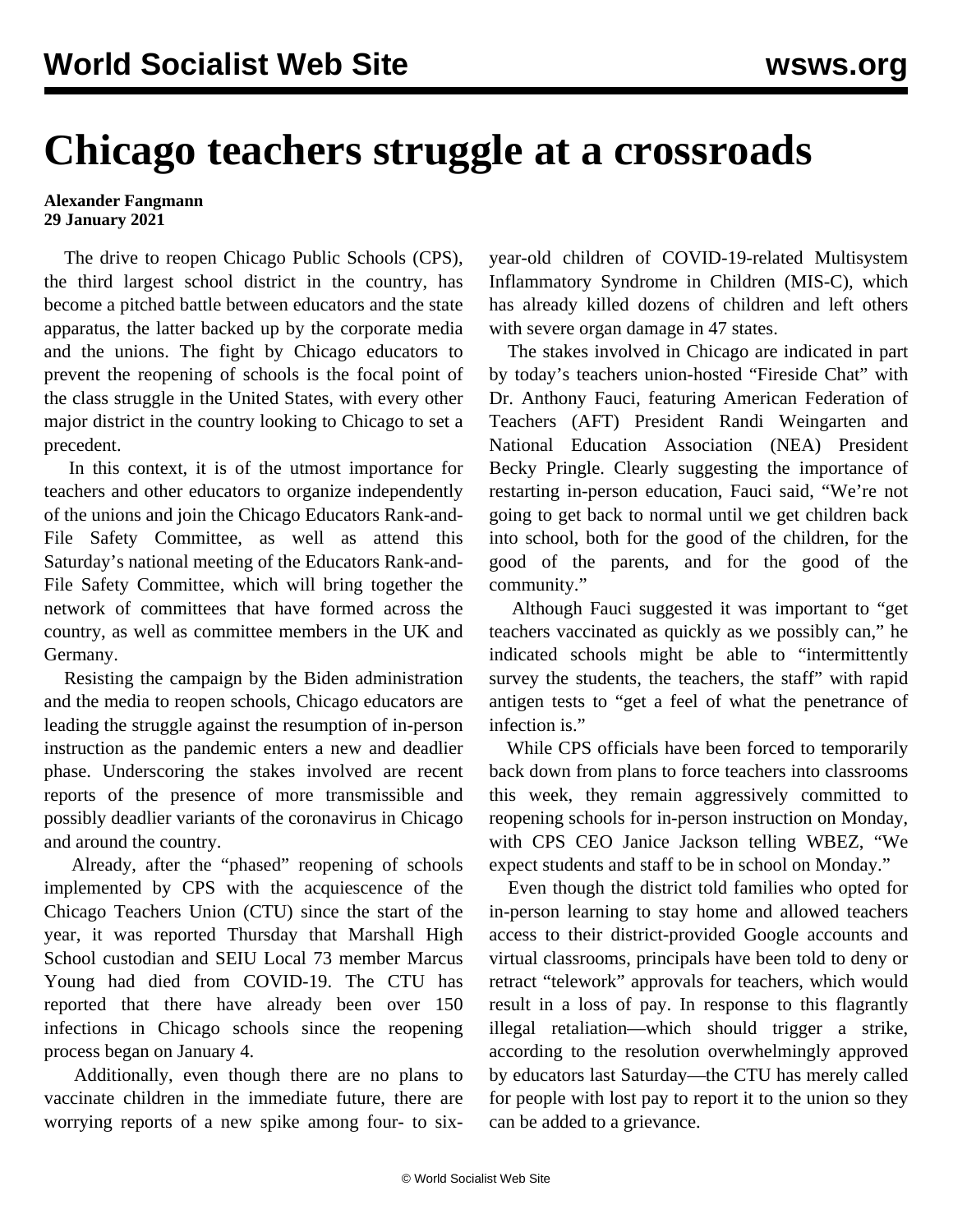# Chicago teachers struggle at a crossroads

**Alexander Fangmann**
**29 January 2021**

The drive to reopen Chicago Public Schools (CPS), the third largest school district in the country, has become a pitched battle between educators and the state apparatus, the latter backed up by the corporate media and the unions. The fight by Chicago educators to prevent the reopening of schools is the focal point of the class struggle in the United States, with every other major district in the country looking to Chicago to set a precedent.

In this context, it is of the utmost importance for teachers and other educators to organize independently of the unions and join the Chicago Educators Rank-and-File Safety Committee, as well as attend this Saturday's national meeting of the Educators Rank-and-File Safety Committee, which will bring together the network of committees that have formed across the country, as well as committee members in the UK and Germany.

Resisting the campaign by the Biden administration and the media to reopen schools, Chicago educators are leading the struggle against the resumption of in-person instruction as the pandemic enters a new and deadlier phase. Underscoring the stakes involved are recent reports of the presence of more transmissible and possibly deadlier variants of the coronavirus in Chicago and around the country.

Already, after the "phased" reopening of schools implemented by CPS with the acquiescence of the Chicago Teachers Union (CTU) since the start of the year, it was reported Thursday that Marshall High School custodian and SEIU Local 73 member Marcus Young had died from COVID-19. The CTU has reported that there have already been over 150 infections in Chicago schools since the reopening process began on January 4.

Additionally, even though there are no plans to vaccinate children in the immediate future, there are worrying reports of a new spike among four- to six-year-old children of COVID-19-related Multisystem Inflammatory Syndrome in Children (MIS-C), which has already killed dozens of children and left others with severe organ damage in 47 states.

The stakes involved in Chicago are indicated in part by today's teachers union-hosted "Fireside Chat" with Dr. Anthony Fauci, featuring American Federation of Teachers (AFT) President Randi Weingarten and National Education Association (NEA) President Becky Pringle. Clearly suggesting the importance of restarting in-person education, Fauci said, "We're not going to get back to normal until we get children back into school, both for the good of the children, for the good of the parents, and for the good of the community."

Although Fauci suggested it was important to "get teachers vaccinated as quickly as we possibly can," he indicated schools might be able to "intermittently survey the students, the teachers, the staff" with rapid antigen tests to "get a feel of what the penetrance of infection is."

While CPS officials have been forced to temporarily back down from plans to force teachers into classrooms this week, they remain aggressively committed to reopening schools for in-person instruction on Monday, with CPS CEO Janice Jackson telling WBEZ, "We expect students and staff to be in school on Monday."

Even though the district told families who opted for in-person learning to stay home and allowed teachers access to their district-provided Google accounts and virtual classrooms, principals have been told to deny or retract "telework" approvals for teachers, which would result in a loss of pay. In response to this flagrantly illegal retaliation—which should trigger a strike, according to the resolution overwhelmingly approved by educators last Saturday—the CTU has merely called for people with lost pay to report it to the union so they can be added to a grievance.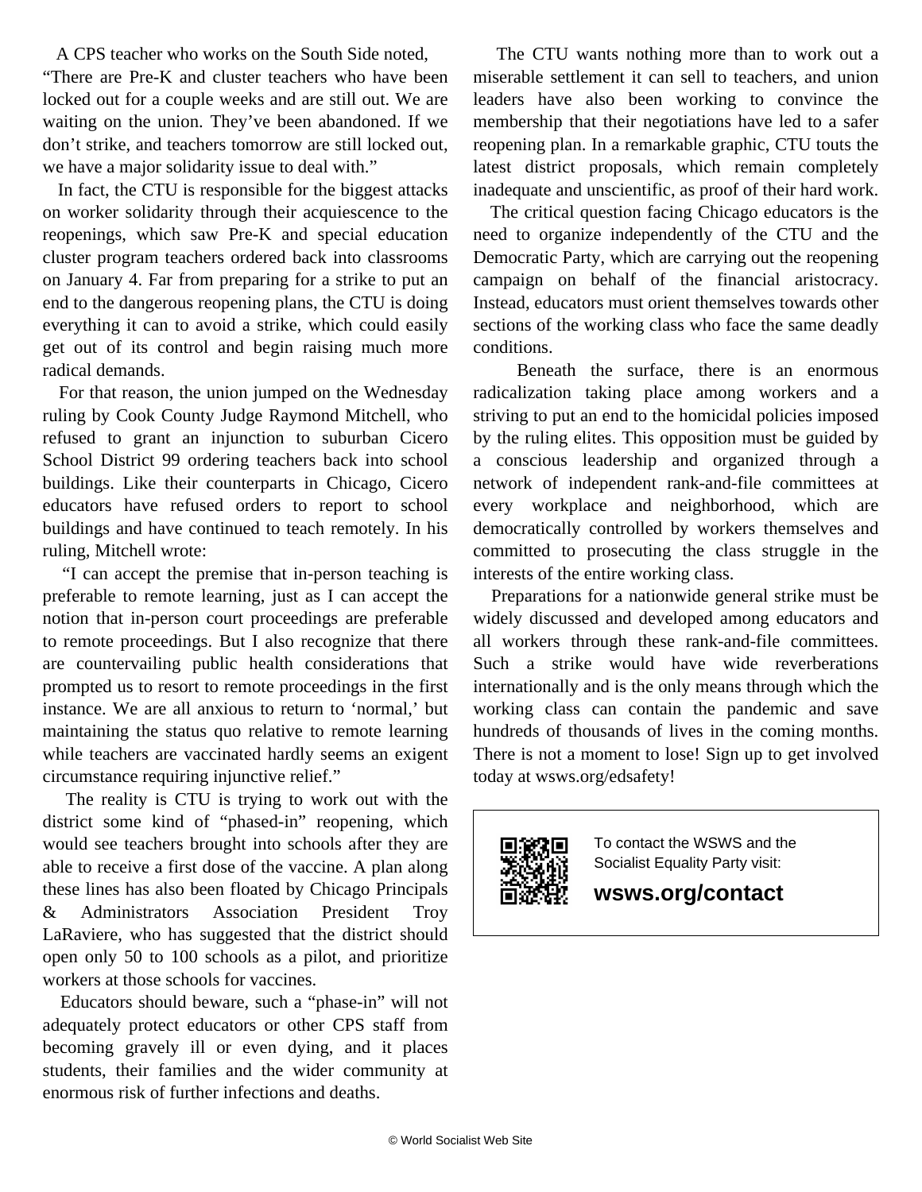A CPS teacher who works on the South Side noted, "There are Pre-K and cluster teachers who have been locked out for a couple weeks and are still out. We are waiting on the union. They've been abandoned. If we don't strike, and teachers tomorrow are still locked out, we have a major solidarity issue to deal with."

In fact, the CTU is responsible for the biggest attacks on worker solidarity through their acquiescence to the reopenings, which saw Pre-K and special education cluster program teachers ordered back into classrooms on January 4. Far from preparing for a strike to put an end to the dangerous reopening plans, the CTU is doing everything it can to avoid a strike, which could easily get out of its control and begin raising much more radical demands.

For that reason, the union jumped on the Wednesday ruling by Cook County Judge Raymond Mitchell, who refused to grant an injunction to suburban Cicero School District 99 ordering teachers back into school buildings. Like their counterparts in Chicago, Cicero educators have refused orders to report to school buildings and have continued to teach remotely. In his ruling, Mitchell wrote:

"I can accept the premise that in-person teaching is preferable to remote learning, just as I can accept the notion that in-person court proceedings are preferable to remote proceedings. But I also recognize that there are countervailing public health considerations that prompted us to resort to remote proceedings in the first instance. We are all anxious to return to 'normal,' but maintaining the status quo relative to remote learning while teachers are vaccinated hardly seems an exigent circumstance requiring injunctive relief."

The reality is CTU is trying to work out with the district some kind of "phased-in" reopening, which would see teachers brought into schools after they are able to receive a first dose of the vaccine. A plan along these lines has also been floated by Chicago Principals & Administrators Association President Troy LaRaviere, who has suggested that the district should open only 50 to 100 schools as a pilot, and prioritize workers at those schools for vaccines.

Educators should beware, such a "phase-in" will not adequately protect educators or other CPS staff from becoming gravely ill or even dying, and it places students, their families and the wider community at enormous risk of further infections and deaths.

The CTU wants nothing more than to work out a miserable settlement it can sell to teachers, and union leaders have also been working to convince the membership that their negotiations have led to a safer reopening plan. In a remarkable graphic, CTU touts the latest district proposals, which remain completely inadequate and unscientific, as proof of their hard work.

The critical question facing Chicago educators is the need to organize independently of the CTU and the Democratic Party, which are carrying out the reopening campaign on behalf of the financial aristocracy. Instead, educators must orient themselves towards other sections of the working class who face the same deadly conditions.

Beneath the surface, there is an enormous radicalization taking place among workers and a striving to put an end to the homicidal policies imposed by the ruling elites. This opposition must be guided by a conscious leadership and organized through a network of independent rank-and-file committees at every workplace and neighborhood, which are democratically controlled by workers themselves and committed to prosecuting the class struggle in the interests of the entire working class.

Preparations for a nationwide general strike must be widely discussed and developed among educators and all workers through these rank-and-file committees. Such a strike would have wide reverberations internationally and is the only means through which the working class can contain the pandemic and save hundreds of thousands of lives in the coming months. There is not a moment to lose! Sign up to get involved today at wsws.org/edsafety!

To contact the WSWS and the Socialist Equality Party visit:

**wsws.org/contact**